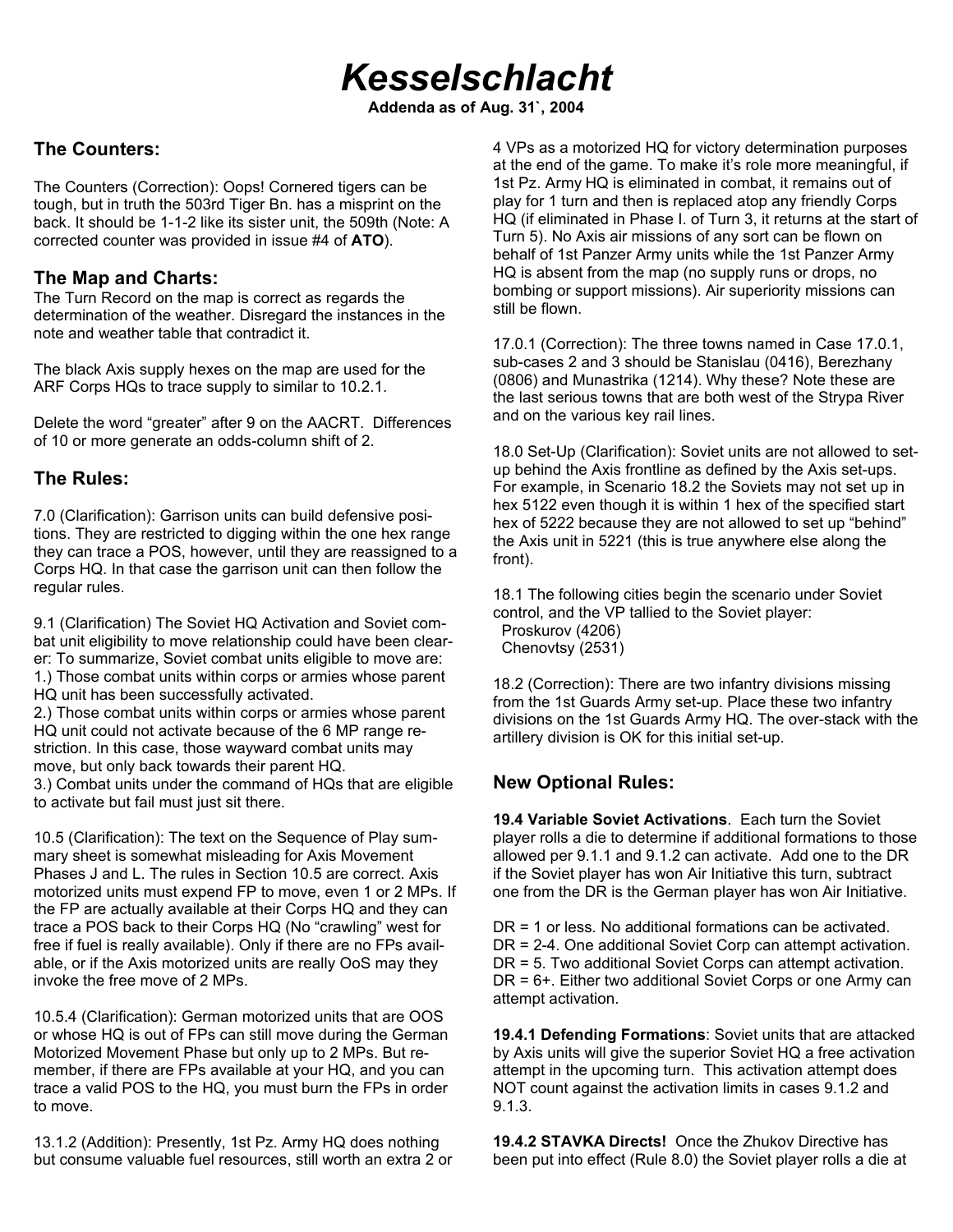# *Kesselschlacht*

**Addenda as of Aug. 31`, 2004**

## The Counters:

The Counters (Correction): Oops! Cornered tigers can be tough, but in truth the 503rd Tiger Bn. has a misprint on the back. It should be 1-1-2 like its sister unit, the 509th (Note: A corrected counter was provided in issue #4 of **ATO**).

## The Map and Charts:

The Turn Record on the map is correct as regards the determination of the weather. Disregard the instances in the note and weather table that contradict it.

The black Axis supply hexes on the map are used for the ARF Corps HQs to trace supply to similar to 10.2.1.

Delete the word "greater" after 9 on the AACRT. Differences of 10 or more generate an odds-column shift of 2.

## The Rules:

7.0 (Clarification): Garrison units can build defensive positions. They are restricted to digging within the one hex range they can trace a POS, however, until they are reassigned to a Corps HQ. In that case the garrison unit can then follow the regular rules.

9.1 (Clarification) The Soviet HQ Activation and Soviet combat unit eligibility to move relationship could have been clearer: To summarize, Soviet combat units eligible to move are:
1.) Those combat units within corps or armies whose parent HQ unit has been successfully activated.
2.) Those combat units within corps or armies whose parent HQ unit could not activate because of the 6 MP range restriction. In this case, those wayward combat units may move, but only back towards their parent HQ.
3.) Combat units under the command of HQs that are eligible to activate but fail must just sit there.

10.5 (Clarification): The text on the Sequence of Play summary sheet is somewhat misleading for Axis Movement Phases J and L. The rules in Section 10.5 are correct. Axis motorized units must expend FP to move, even 1 or 2 MPs. If the FP are actually available at their Corps HQ and they can trace a POS back to their Corps HQ (No "crawling" west for free if fuel is really available). Only if there are no FPs available, or if the Axis motorized units are really OoS may they invoke the free move of 2 MPs.

10.5.4 (Clarification): German motorized units that are OOS or whose HQ is out of FPs can still move during the German Motorized Movement Phase but only up to 2 MPs. But remember, if there are FPs available at your HQ, and you can trace a valid POS to the HQ, you must burn the FPs in order to move.

13.1.2 (Addition): Presently, 1st Pz. Army HQ does nothing but consume valuable fuel resources, still worth an extra 2 or 4 VPs as a motorized HQ for victory determination purposes at the end of the game. To make it's role more meaningful, if 1st Pz. Army HQ is eliminated in combat, it remains out of play for 1 turn and then is replaced atop any friendly Corps HQ (if eliminated in Phase I. of Turn 3, it returns at the start of Turn 5). No Axis air missions of any sort can be flown on behalf of 1st Panzer Army units while the 1st Panzer Army HQ is absent from the map (no supply runs or drops, no bombing or support missions). Air superiority missions can still be flown.

17.0.1 (Correction): The three towns named in Case 17.0.1, sub-cases 2 and 3 should be Stanislau (0416), Berezhany (0806) and Munastrika (1214). Why these? Note these are the last serious towns that are both west of the Strypa River and on the various key rail lines.

18.0 Set-Up (Clarification): Soviet units are not allowed to set-up behind the Axis frontline as defined by the Axis set-ups. For example, in Scenario 18.2 the Soviets may not set up in hex 5122 even though it is within 1 hex of the specified start hex of 5222 because they are not allowed to set up "behind" the Axis unit in 5221 (this is true anywhere else along the front).

18.1 The following cities begin the scenario under Soviet control, and the VP tallied to the Soviet player:
Proskurov (4206)
Chenovtsy (2531)

18.2 (Correction): There are two infantry divisions missing from the 1st Guards Army set-up. Place these two infantry divisions on the 1st Guards Army HQ. The over-stack with the artillery division is OK for this initial set-up.

## New Optional Rules:

**19.4 Variable Soviet Activations**. Each turn the Soviet player rolls a die to determine if additional formations to those allowed per 9.1.1 and 9.1.2 can activate. Add one to the DR if the Soviet player has won Air Initiative this turn, subtract one from the DR is the German player has won Air Initiative.

DR = 1 or less. No additional formations can be activated.
DR = 2-4. One additional Soviet Corp can attempt activation.
DR = 5. Two additional Soviet Corps can attempt activation.
DR = 6+. Either two additional Soviet Corps or one Army can attempt activation.

**19.4.1 Defending Formations**: Soviet units that are attacked by Axis units will give the superior Soviet HQ a free activation attempt in the upcoming turn. This activation attempt does NOT count against the activation limits in cases 9.1.2 and 9.1.3.

**19.4.2 STAVKA Directs!** Once the Zhukov Directive has been put into effect (Rule 8.0) the Soviet player rolls a die at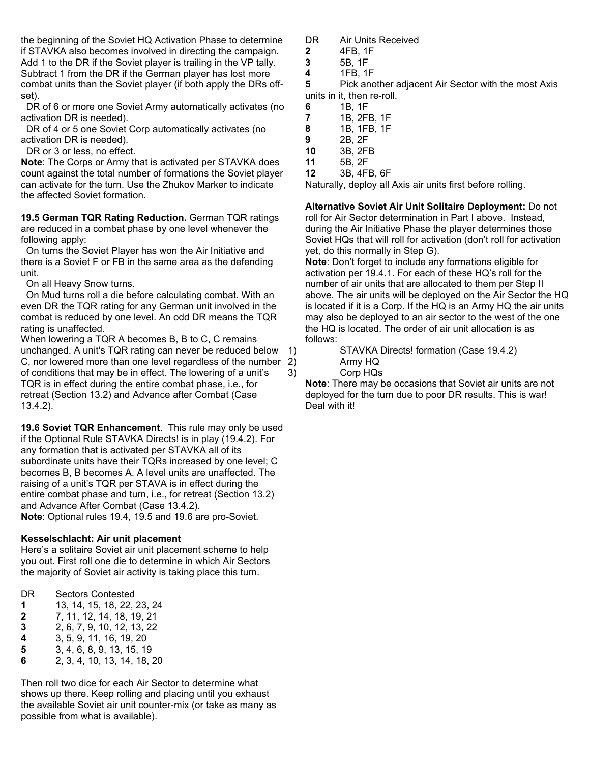the beginning of the Soviet HQ Activation Phase to determine if STAVKA also becomes involved in directing the campaign. Add 1 to the DR if the Soviet player is trailing in the VP tally. Subtract 1 from the DR if the German player has lost more combat units than the Soviet player (if both apply the DRs off-set).

DR of 6 or more one Soviet Army automatically activates (no activation DR is needed).

DR of 4 or 5 one Soviet Corp automatically activates (no activation DR is needed).

DR or 3 or less, no effect.

**Note**: The Corps or Army that is activated per STAVKA does count against the total number of formations the Soviet player can activate for the turn. Use the Zhukov Marker to indicate the affected Soviet formation.

**19.5 German TQR Rating Reduction.** German TQR ratings are reduced in a combat phase by one level whenever the following apply:

On turns the Soviet Player has won the Air Initiative and there is a Soviet F or FB in the same area as the defending unit.

On all Heavy Snow turns.

On Mud turns roll a die before calculating combat. With an even DR the TQR rating for any German unit involved in the combat is reduced by one level. An odd DR means the TQR rating is unaffected.

When lowering a TQR A becomes B, B to C, C remains unchanged. A unit's TQR rating can never be reduced below C, nor lowered more than one level regardless of the number of conditions that may be in effect. The lowering of a unit's TQR is in effect during the entire combat phase, i.e., for retreat (Section 13.2) and Advance after Combat (Case 13.4.2).

**19.6 Soviet TQR Enhancement**. This rule may only be used if the Optional Rule STAVKA Directs! is in play (19.4.2). For any formation that is activated per STAVKA all of its subordinate units have their TQRs increased by one level; C becomes B, B becomes A. A level units are unaffected. The raising of a unit's TQR per STAVA is in effect during the entire combat phase and turn, i.e., for retreat (Section 13.2) and Advance After Combat (Case 13.4.2).

**Note**: Optional rules 19.4, 19.5 and 19.6 are pro-Soviet.

**Kesselschlacht: Air unit placement**

Here's a solitaire Soviet air unit placement scheme to help you out. First roll one die to determine in which Air Sectors the majority of Soviet air activity is taking place this turn.

| DR | Sectors Contested |
|---|---|
| **1** | 13, 14, 15, 18, 22, 23, 24 |
| **2** | 7, 11, 12, 14, 18, 19, 21 |
| **3** | 2, 6, 7, 9, 10, 12, 13, 22 |
| **4** | 3, 5, 9, 11, 16, 19, 20 |
| **5** | 3, 4, 6, 8, 9, 13, 15, 19 |
| **6** | 2, 3, 4, 10, 13, 14, 18, 20 |

Then roll two dice for each Air Sector to determine what shows up there. Keep rolling and placing until you exhaust the available Soviet air unit counter-mix (or take as many as possible from what is available).

| DR | Air Units Received |
|---|---|
| **2** | 4FB, 1F |
| **3** | 5B, 1F |
| **4** | 1FB, 1F |
| **5** | Pick another adjacent Air Sector with the most Axis units in it, then re-roll. |
| **6** | 1B, 1F |
| **7** | 1B, 2FB, 1F |
| **8** | 1B, 1FB, 1F |
| **9** | 2B, 2F |
| **10** | 3B, 2FB |
| **11** | 5B, 2F |
| **12** | 3B, 4FB, 6F |

Naturally, deploy all Axis air units first before rolling.

**Alternative Soviet Air Unit Solitaire Deployment:** Do not roll for Air Sector determination in Part I above. Instead, during the Air Initiative Phase the player determines those Soviet HQs that will roll for activation (don't roll for activation yet, do this normally in Step G).

**Note**: Don't forget to include any formations eligible for activation per 19.4.1. For each of these HQ's roll for the number of air units that are allocated to them per Step II above. The air units will be deployed on the Air Sector the HQ is located if it is a Corp. If the HQ is an Army HQ the air units may also be deployed to an air sector to the west of the one the HQ is located. The order of air unit allocation is as follows:

1) STAVKA Directs! formation (Case 19.4.2)
2) Army HQ
3) Corp HQs

**Note**: There may be occasions that Soviet air units are not deployed for the turn due to poor DR results. This is war! Deal with it!